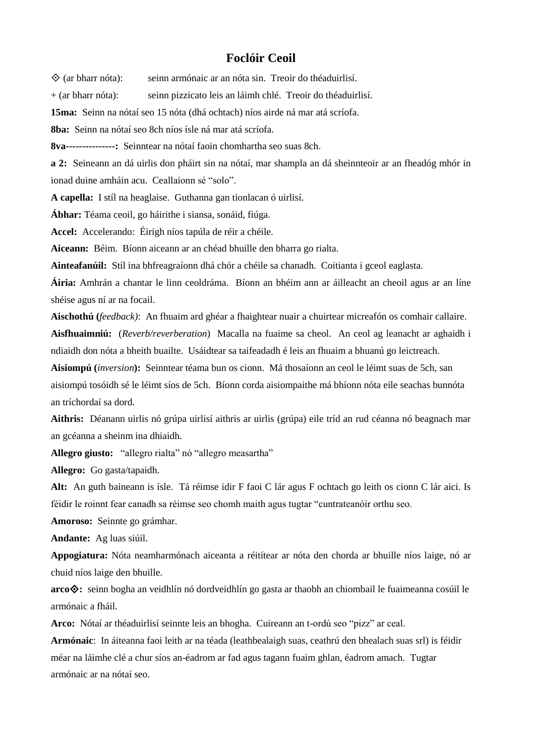# Foclóir Ceoil

⟐ (ar bharr nóta): seinn armónaic ar an nóta sin. Treoir do théaduirlisí.

+ (ar bharr nóta): seinn pizzicato leis an láimh chlé. Treoir do théaduirlisí.

**15ma:** Seinn na nótaí seo 15 nóta (dhá ochtach) níos airde ná mar atá scríofa.

**8ba:** Seinn na nótaí seo 8ch níos ísle ná mar atá scríofa.

**8va---------------:** Seinntear na nótaí faoin chomhartha seo suas 8ch.

**a 2:** Seineann an dá uirlis don pháirt sin na nótaí, mar shampla an dá sheinnteoir ar an fheadóg mhór in ionad duine amháin acu. Ceallaíonn sé "solo".

**A capella:** I stíl na heaglaise. Guthanna gan tionlacan ó uirlisí.

**Ábhar:** Téama ceoil, go háirithe i siansa, sonáid, fiúga.

**Accel:** Accelerando: Éirigh níos tapúla de réir a chéile.

**Aiceann:** Béim. Bíonn aiceann ar an chéad bhuille den bharra go rialta.

**Ainteafanúil:** Stíl ina bhfreagraíonn dhá chór a chéile sa chanadh. Coitianta i gceol eaglasta.

**Áiria:** Amhrán a chantar le linn ceoldráma. Bíonn an bhéim ann ar áilleacht an cheoil agus ar an líne shéise agus ní ar na focail.

**Aischothú (*feedback*)**: An fhuaim ard ghéar a fhaightear nuair a chuirtear micreafón os comhair callaire.

**Aisfhuaimniú:** (*Reverb/reverberation*) Macalla na fuaime sa cheol. An ceol ag leanacht ar aghaidh i ndiaidh don nóta a bheith buailte. Úsáidtear sa taifeadadh é leis an fhuaim a bhuanú go leictreach.

**Aisiompú (*inversion*):** Seinntear téama bun os cionn. Má thosaíonn an ceol le léimt suas de 5ch, san aisiompú tosóidh sé le léimt síos de 5ch. Bíonn corda aisiompaithe má bhíonn nóta eile seachas bunnóta an tríchordaí sa dord.

**Aithris:** Déanann uirlis nó grúpa uirlisí aithris ar uirlis (grúpa) eile tríd an rud céanna nó beagnach mar an gcéanna a sheinm ina dhiaidh.

**Allegro giusto:** "allegro rialta" nó "allegro measartha"

**Allegro:** Go gasta/tapaidh.

**Alt:** An guth baineann is ísle. Tá réimse idir F faoi C lár agus F ochtach go leith os cionn C lár aici. Is féidir le roinnt fear canadh sa réimse seo chomh maith agus tugtar "cuntrateanóir orthu seo.

**Amoroso:** Seinnte go grámhar.

**Andante:** Ag luas siúil.

**Appogiatura:** Nóta neamharmónach aiceanta a réitítear ar nóta den chorda ar bhuille níos laige, nó ar chuid níos laige den bhuille.

**arco⟐:** seinn bogha an veidhlín nó dordveidhlín go gasta ar thaobh an chiombail le fuaimeanna cosúil le armónaic a fháil.

**Arco:** Nótaí ar théaduirlisí seinnte leis an bhogha. Cuireann an t-ordú seo "pizz" ar ceal.

**Armónaic**: In áiteanna faoi leith ar na téada (leathbhealaigh suas, ceathrú den bhealach suas srl) is féidir méar na láimhe clé a chur síos an-éadrom ar fad agus tagann fuaim ghlan, éadrom amach. Tugtar armónaic ar na nótaí seo.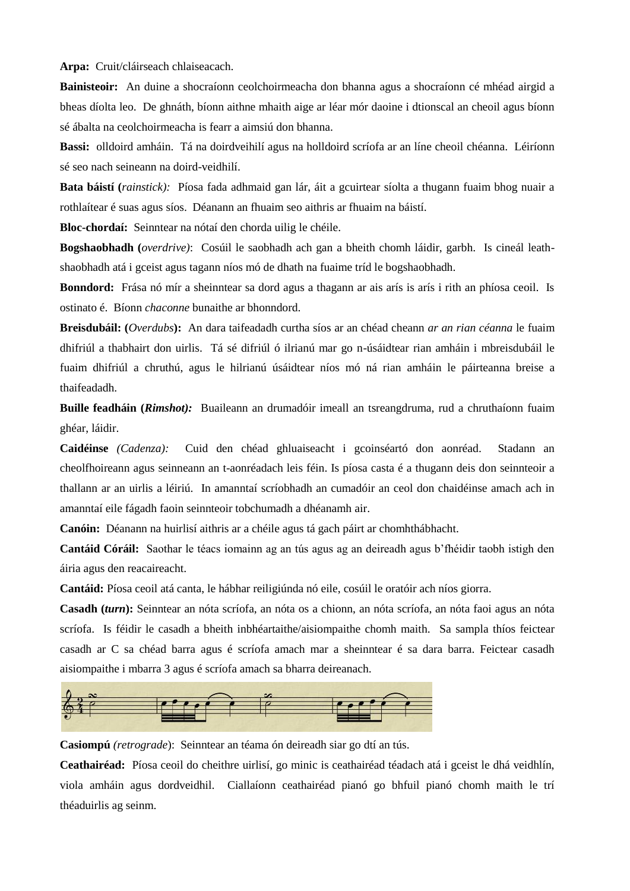**Arpa:** Cruit/cláirseach chlaiseacach.

**Bainisteoir:** An duine a shocraíonn ceolchoirmeacha don bhanna agus a shocraíonn cé mhéad airgid a bheas díolta leo. De ghnáth, bíonn aithne mhaith aige ar léar mór daoine i dtionscal an cheoil agus bíonn sé ábalta na ceolchoirmeacha is fearr a aimsiú don bhanna.

**Bassi:** olldoird amháin. Tá na doirdveihilí agus na holldoird scríofa ar an líne cheoil chéanna. Léiríonn sé seo nach seineann na doird-veidhilí.

**Bata báistí (*rainstick*):** Píosa fada adhmaid gan lár, áit a gcuirtear síolta a thugann fuaim bhog nuair a rothlaítear é suas agus síos. Déanann an fhuaim seo aithris ar fhuaim na báistí.

**Bloc-chordaí:** Seinntear na nótaí den chorda uilig le chéile.

**Bogshaobhadh (*overdrive*):** Cosúil le saobhadh ach gan a bheith chomh láidir, garbh. Is cineál leath-shaobhadh atá i gceist agus tagann níos mó de dhath na fuaime tríd le bogshaobhadh.

**Bonndord:** Frása nó mír a sheinntear sa dord agus a thagann ar ais arís is arís i rith an phíosa ceoil. Is ostinato é. Bíonn *chaconne* bunaithe ar bhonndord.

**Breisdubáil: (*Overdubs*):** An dara taifeadadh curtha síos ar an chéad cheann *ar an rian céanna* le fuaim dhifriúl a thabhairt don uirlis. Tá sé difriúl ó ilrianú mar go n-úsáidtear rian amháin i mbreisdubáil le fuaim dhifriúl a chruthú, agus le hilrianú úsáidtear níos mó ná rian amháin le páirteanna breise a thaifeadadh.

**Buille feadháin (*Rimshot):*** Buaileann an drumadóir imeall an tsreangdruma, rud a chruthaíonn fuaim ghéar, láidir.

**Caidéinse** *(Cadenza):* Cuid den chéad ghluaiseacht i gcoinséartó don aonréad. Stadann an cheolfhoireann agus seinneann an t-aonréadach leis féin. Is píosa casta é a thugann deis don seinnteoir a thallann ar an uirlis a léiriú. In amanntaí scríobhadh an cumadóir an ceol don chaidéinse amach ach in amanntaí eile fágadh faoin seinnteoir tobchumadh a dhéanamh air.

**Canóin:** Déanann na huirlisí aithris ar a chéile agus tá gach páirt ar chomhthábhacht.

**Cantáid Córáil:** Saothar le téacs iomainn ag an tús agus ag an deireadh agus b'fhéidir taobh istigh den áiria agus den reacaireacht.

**Cantáid:** Píosa ceoil atá canta, le hábhar reiligiúnda nó eile, cosúil le oratóir ach níos giorra.

**Casadh (*turn*):** Seinntear an nóta scríofa, an nóta os a chionn, an nóta scríofa, an nóta faoi agus an nóta scríofa. Is féidir le casadh a bheith inbhéartaithe/aisiompaithe chomh maith. Sa sampla thíos feictear casadh ar C sa chéad barra agus é scríofa amach mar a sheinntear é sa dara barra. Feictear casadh aisiompaithe i mbarra 3 agus é scríofa amach sa bharra deireanach.

**Casiompú** *(retrograde*): Seinntear an téama ón deireadh siar go dtí an tús.

**Ceathairéad:** Píosa ceoil do cheithre uirlisí, go minic is ceathairéad téadach atá i gceist le dhá veidhlín, viola amháin agus dordveidhil. Ciallaíonn ceathairéad pianó go bhfuil pianó chomh maith le trí théaduirlis ag seinm.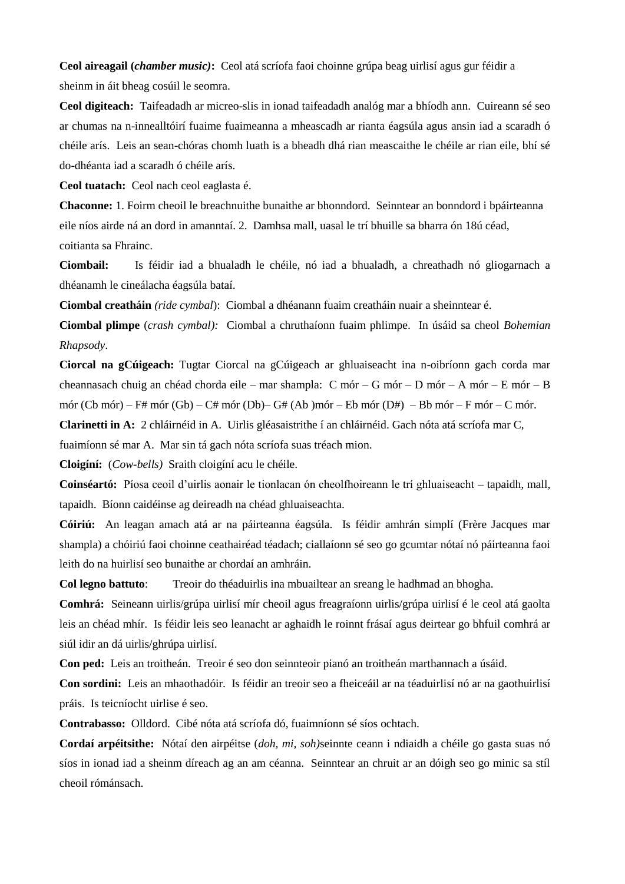**Ceol aireagail (*chamber music*):** Ceol atá scríofa faoi choinne grúpa beag uirlisí agus gur féidir a sheinm in áit bheag cosúil le seomra.

**Ceol digiteach:** Taifeadadh ar micreo-slis in ionad taifeadadh analóg mar a bhíodh ann. Cuireann sé seo ar chumas na n-innealltóirí fuaime fuaimeanna a mheascadh ar rianta éagsúla agus ansin iad a scaradh ó chéile arís. Leis an sean-chóras chomh luath is a bheadh dhá rian meascaithe le chéile ar rian eile, bhí sé do-dhéanta iad a scaradh ó chéile arís.

**Ceol tuatach:** Ceol nach ceol eaglasta é.

**Chaconne:** 1. Foirm cheoil le breachnuithe bunaithe ar bhonndord. Seinntear an bonndord i bpáirteanna eile níos airde ná an dord in amanntaí. 2. Damhsa mall, uasal le trí bhuille sa bharra ón 18ú céad, coitianta sa Fhrainc.

**Ciombail:** Is féidir iad a bhualadh le chéile, nó iad a bhualadh, a chreathadh nó gliogarnach a dhéanamh le cineálacha éagsúla bataí.

**Ciombal creatháin** *(ride cymbal*): Ciombal a dhéanann fuaim creatháin nuair a sheinntear é.

**Ciombal plimpe** (*crash cymbal):* Ciombal a chruthaíonn fuaim phlimpe. In úsáid sa cheol *Bohemian Rhapsody*.

**Ciorcal na gCúigeach:** Tugtar Ciorcal na gCúigeach ar ghluaiseacht ina n-oibríonn gach corda mar cheannasach chuig an chéad chorda eile – mar shampla: C mór – G mór – D mór – A mór – E mór – B mór (Cb mór) – F# mór (Gb) – C# mór (Db)– G# (Ab )mór – Eb mór (D#) – Bb mór – F mór – C mór.

**Clarinetti in A:** 2 chláirnéid in A. Uirlis gléasaistrithe í an chláirnéid. Gach nóta atá scríofa mar C, fuaimíonn sé mar A. Mar sin tá gach nóta scríofa suas tréach mion.

**Cloigíní:** (*Cow-bells)* Sraith cloigíní acu le chéile.

**Coinséartó:** Píosa ceoil d'uirlis aonair le tionlacan ón cheolfhoireann le trí ghluaiseacht – tapaidh, mall, tapaidh. Bíonn caidéinse ag deireadh na chéad ghluaiseachta.

**Cóiriú:** An leagan amach atá ar na páirteanna éagsúla. Is féidir amhrán simplí (Frère Jacques mar shampla) a chóiriú faoi choinne ceathairéad téadach; ciallaíonn sé seo go gcumtar nótaí nó páirteanna faoi leith do na huirlisí seo bunaithe ar chordaí an amhráin.

**Col legno battuto**: Treoir do théaduirlis ina mbuailtear an sreang le hadhmad an bhogha.

**Comhrá:** Seineann uirlis/grúpa uirlisí mír cheoil agus freagraíonn uirlis/grúpa uirlisí é le ceol atá gaolta leis an chéad mhír. Is féidir leis seo leanacht ar aghaidh le roinnt frásaí agus deirtear go bhfuil comhrá ar siúl idir an dá uirlis/ghrúpa uirlisí.

**Con ped:** Leis an troitheán. Treoir é seo don seinnteoir pianó an troitheán marthannach a úsáid.

**Con sordini:** Leis an mhaothadóir. Is féidir an treoir seo a fheiceáil ar na téaduirlisí nó ar na gaothuirlisí práis. Is teicníocht uirlise é seo.

**Contrabasso:** Olldord. Cibé nóta atá scríofa dó, fuaimníonn sé síos ochtach.

**Cordaí arpéitsithe:** Nótaí den airpéitse (*doh, mi, soh)*seinnte ceann i ndiaidh a chéile go gasta suas nó síos in ionad iad a sheinm díreach ag an am céanna. Seinntear an chruit ar an dóigh seo go minic sa stíl cheoil rómánsach.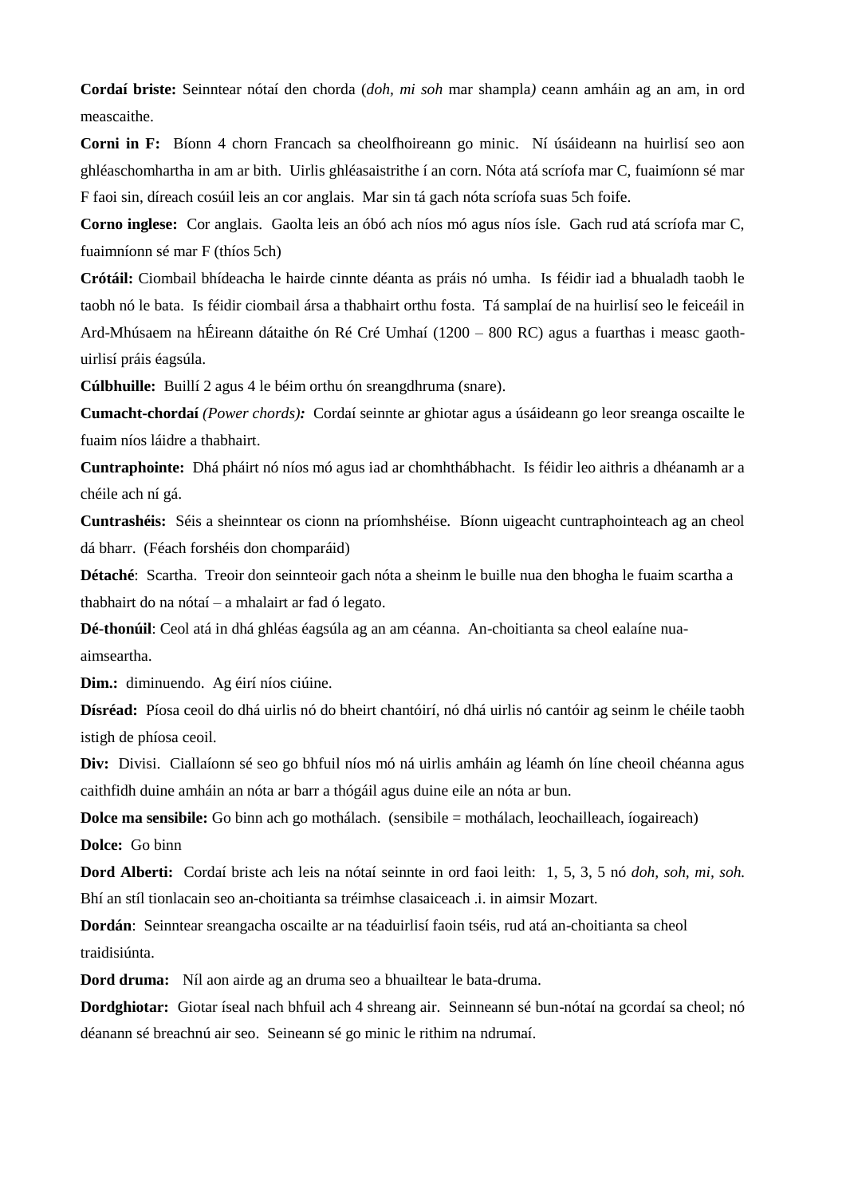**Cordaí briste:** Seinntear nótaí den chorda (*doh, mi soh* mar shampla*)* ceann amháin ag an am, in ord meascaithe.

**Corni in F:** Bíonn 4 chorn Francach sa cheolfhoireann go minic. Ní úsáideann na huirlisí seo aon ghléaschomhartha in am ar bith. Uirlis ghléasaistrithe í an corn. Nóta atá scríofa mar C, fuaimíonn sé mar F faoi sin, díreach cosúil leis an cor anglais. Mar sin tá gach nóta scríofa suas 5ch foife.

**Corno inglese:** Cor anglais. Gaolta leis an óbó ach níos mó agus níos ísle. Gach rud atá scríofa mar C, fuaimníonn sé mar F (thíos 5ch)

**Crótáil:** Ciombail bhídeacha le hairde cinnte déanta as práis nó umha. Is féidir iad a bhualadh taobh le taobh nó le bata. Is féidir ciombail ársa a thabhairt orthu fosta. Tá samplaí de na huirlisí seo le feiceáil in Ard-Mhúsaem na hÉireann dátaithe ón Ré Cré Umhaí (1200 – 800 RC) agus a fuarthas i measc gaoth-uirlisí práis éagsúla.

**Cúlbhuille:** Buillí 2 agus 4 le béim orthu ón sreangdhruma (snare).

**Cumacht-chordaí** *(Power chords)**:* Cordaí seinnte ar ghiotar agus a úsáideann go leor sreanga oscailte le fuaim níos láidre a thabhairt.

**Cuntraphointe:** Dhá pháirt nó níos mó agus iad ar chomhthábhacht. Is féidir leo aithris a dhéanamh ar a chéile ach ní gá.

**Cuntrashéis:** Séis a sheinntear os cionn na príomhshéise. Bíonn uigeacht cuntraphointeach ag an cheol dá bharr. (Féach forshéis don chomparáid)

**Détaché**: Scartha. Treoir don seinnteoir gach nóta a sheinm le buille nua den bhogha le fuaim scartha a thabhairt do na nótaí – a mhalairt ar fad ó legato.

**Dé-thonúil**: Ceol atá in dhá ghléas éagsúla ag an am céanna. An-choitianta sa cheol ealaíne nua-aimseartha.

**Dim.:** diminuendo. Ag éirí níos ciúine.

**Dísréad:** Píosa ceoil do dhá uirlis nó do bheirt chantóirí, nó dhá uirlis nó cantóir ag seinm le chéile taobh istigh de phíosa ceoil.

**Div:** Divisi. Ciallaíonn sé seo go bhfuil níos mó ná uirlis amháin ag léamh ón líne cheoil chéanna agus caithfidh duine amháin an nóta ar barr a thógáil agus duine eile an nóta ar bun.

**Dolce ma sensibile:** Go binn ach go mothálach. (sensibile = mothálach, leochailleach, íogaireach)

**Dolce:** Go binn

**Dord Alberti:** Cordaí briste ach leis na nótaí seinnte in ord faoi leith: 1, 5, 3, 5 nó *doh, soh, mi, soh.* Bhí an stíl tionlacain seo an-choitianta sa tréimhse clasaiceach .i. in aimsir Mozart.

**Dordán**: Seinntear sreangacha oscailte ar na téaduirlisí faoin tséis, rud atá an-choitianta sa cheol traidisiúnta.

**Dord druma:** Níl aon airde ag an druma seo a bhuailtear le bata-druma.

**Dordghiotar:** Giotar íseal nach bhfuil ach 4 shreang air. Seinneann sé bun-nótaí na gcordaí sa cheol; nó déanann sé breachnú air seo. Seineann sé go minic le rithim na ndrumaí.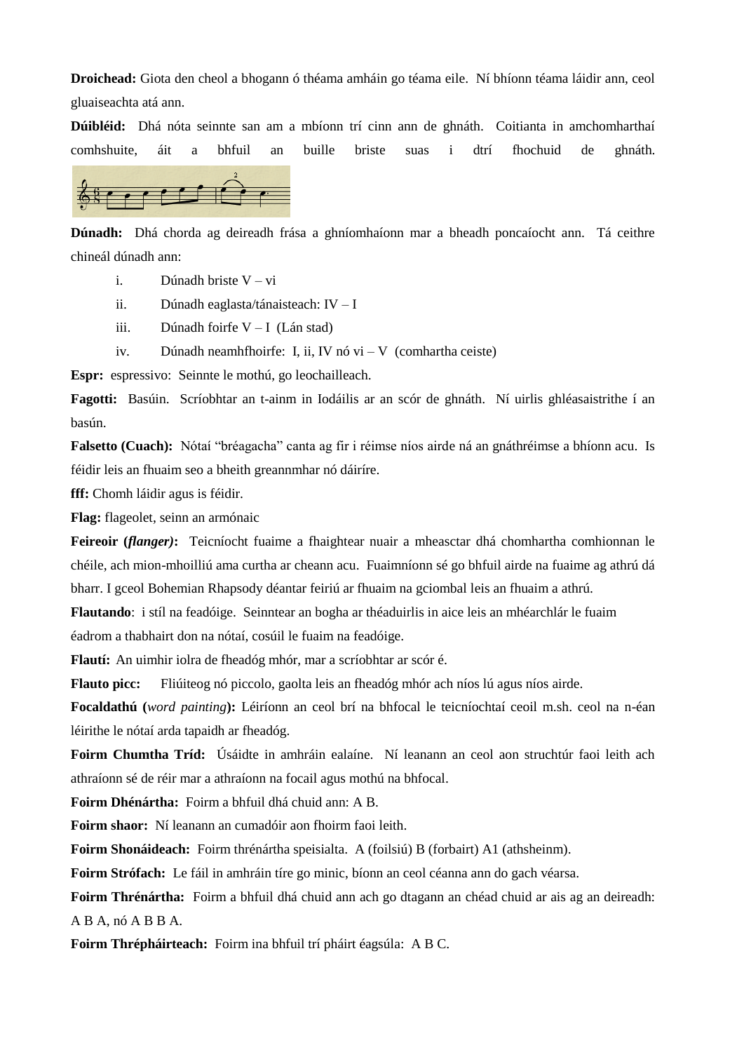**Droichead:** Giota den cheol a bhogann ó théama amháin go téama eile. Ní bhíonn téama láidir ann, ceol gluaiseachta atá ann.

**Dúibléid:** Dhá nóta seinnte san am a mbíonn trí cinn ann de ghnáth. Coitianta in amchomharthaí comhshuite, áit a bhfuil an buille briste suas i dtrí fhochuid de ghnáth.

**Dúnadh:** Dhá chorda ag deireadh frása a ghníomhaíonn mar a bheadh poncaíocht ann. Tá ceithre chineál dúnadh ann:

i. Dúnadh briste V – vi

ii. Dúnadh eaglasta/tánaisteach: IV – I

iii. Dúnadh foirfe V – I (Lán stad)

iv. Dúnadh neamhfhoirfe: I, ii, IV nó vi – V (comhartha ceiste)

**Espr:** espressivo: Seinnte le mothú, go leochailleach.

**Fagotti:** Basúin. Scríobhtar an t-ainm in Iodáilis ar an scór de ghnáth. Ní uirlis ghléasaistrithe í an basún.

**Falsetto (Cuach):** Nótaí "bréagacha" canta ag fir i réimse níos airde ná an gnáthréimse a bhíonn acu. Is féidir leis an fhuaim seo a bheith greannmhar nó dáiríre.

**fff:** Chomh láidir agus is féidir.

**Flag:** flageolet, seinn an armónaic

**Feireoir (*flanger*):** Teicníocht fuaime a fhaightear nuair a mheasctar dhá chomhartha comhionnan le chéile, ach mion-mhoilliú ama curtha ar cheann acu. Fuaimníonn sé go bhfuil airde na fuaime ag athrú dá bharr. I gceol Bohemian Rhapsody déantar feiriú ar fhuaim na gciombal leis an fhuaim a athrú.

**Flautando**: i stíl na feadóige. Seinntear an bogha ar théaduirlis in aice leis an mhéarchlár le fuaim éadrom a thabhairt don na nótaí, cosúil le fuaim na feadóige.

**Flautí:** An uimhir iolra de fheadóg mhór, mar a scríobhtar ar scór é.

**Flauto picc:** Fliúiteog nó piccolo, gaolta leis an fheadóg mhór ach níos lú agus níos airde.

**Focaldathú (*word painting*):** Léiríonn an ceol brí na bhfocal le teicníochtaí ceoil m.sh. ceol na n-éan léirithe le nótaí arda tapaidh ar fheadóg.

**Foirm Chumtha Tríd:** Úsáidte in amhráin ealaíne. Ní leanann an ceol aon struchtúr faoi leith ach athraíonn sé de réir mar a athraíonn na focail agus mothú na bhfocal.

**Foirm Dhénártha:** Foirm a bhfuil dhá chuid ann: A B.

**Foirm shaor:** Ní leanann an cumadóir aon fhoirm faoi leith.

**Foirm Shonáideach:** Foirm thrénártha speisialta. A (foilsiú) B (forbairt) A1 (athsheinm).

**Foirm Strófach:** Le fáil in amhráin tíre go minic, bíonn an ceol céanna ann do gach véarsa.

**Foirm Thrénártha:** Foirm a bhfuil dhá chuid ann ach go dtagann an chéad chuid ar ais ag an deireadh: A B A, nó A B B A.

**Foirm Thrépháirteach:** Foirm ina bhfuil trí pháirt éagsúla: A B C.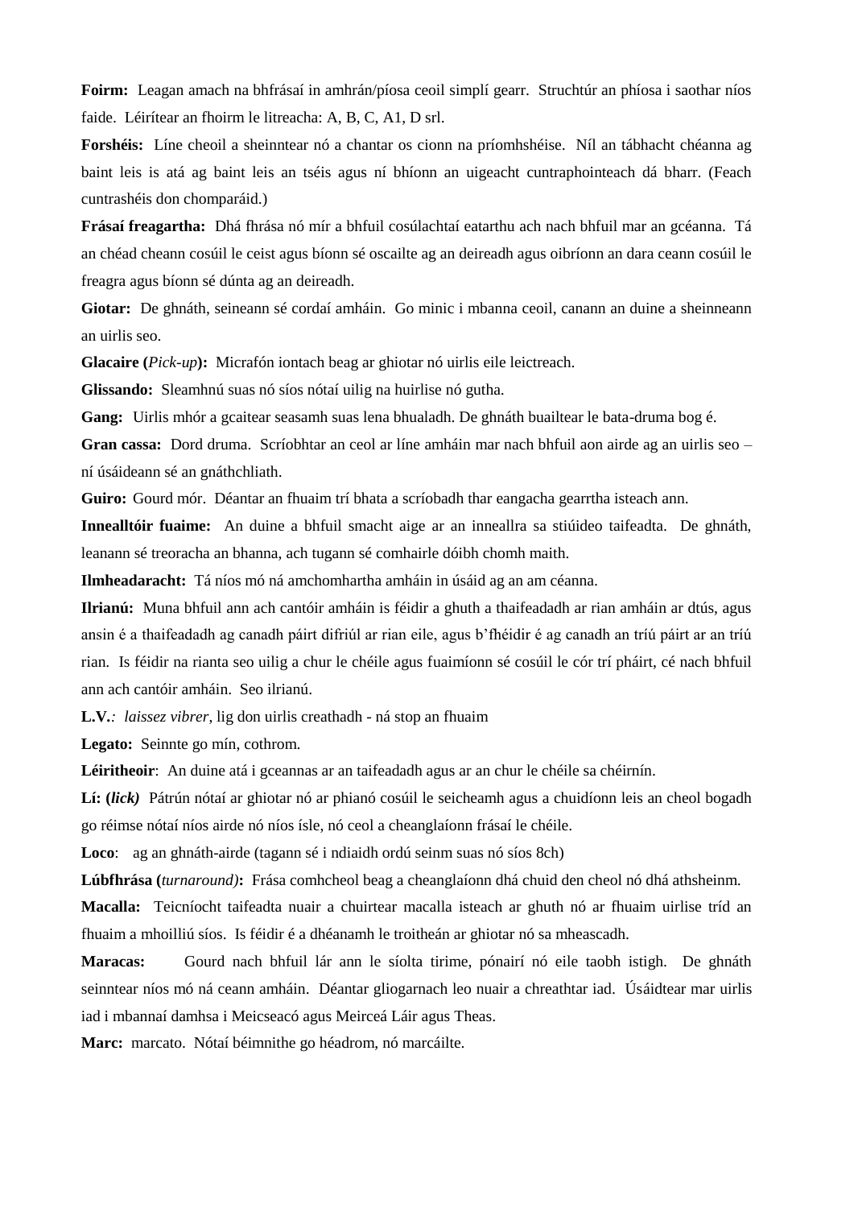**Foirm:** Leagan amach na bhfrásaí in amhrán/píosa ceoil simplí gearr. Struchtúr an phíosa i saothar níos faide. Léirítear an fhoirm le litreacha: A, B, C, A1, D srl.

**Forshéis:** Líne cheoil a sheinntear nó a chantar os cionn na príomhshéise. Níl an tábhacht chéanna ag baint leis is atá ag baint leis an tséis agus ní bhíonn an uigeacht cuntraphointeach dá bharr. (Feach cuntrashéis don chomparáid.)

**Frásaí freagartha:** Dhá fhrása nó mír a bhfuil cosúlachtaí eatarthu ach nach bhfuil mar an gcéanna. Tá an chéad cheann cosúil le ceist agus bíonn sé oscailte ag an deireadh agus oibríonn an dara ceann cosúil le freagra agus bíonn sé dúnta ag an deireadh.

**Giotar:** De ghnáth, seineann sé cordaí amháin. Go minic i mbanna ceoil, canann an duine a sheinneann an uirlis seo.

**Glacaire (*Pick-up*):** Micrafón iontach beag ar ghiotar nó uirlis eile leictreach.

**Glissando:** Sleamhnú suas nó síos nótaí uilig na huirlise nó gutha.

**Gang:** Uirlis mhór a gcaitear seasamh suas lena bhualadh. De ghnáth buailtear le bata-druma bog é.

**Gran cassa:** Dord druma. Scríobhtar an ceol ar líne amháin mar nach bhfuil aon airde ag an uirlis seo – ní úsáideann sé an gnáthchliath.

**Guiro:** Gourd mór. Déantar an fhuaim trí bhata a scríobadh thar eangacha gearrtha isteach ann.

**Innealltóir fuaime:** An duine a bhfuil smacht aige ar an innealra sa stiúideo taifeadta. De ghnáth, leanann sé treoracha an bhanna, ach tugann sé comhairle dóibh chomh maith.

**Ilmheadaracht:** Tá níos mó ná amchomhartha amháin in úsáid ag an am céanna.

**Ilrianú:** Muna bhfuil ann ach cantóir amháin is féidir a ghuth a thaifeadadh ar rian amháin ar dtús, agus ansin é a thaifeadadh ag canadh páirt difriúl ar rian eile, agus b'fhéidir é ag canadh an tríú páirt ar an tríú rian. Is féidir na rianta seo uilig a chur le chéile agus fuaimíonn sé cosúil le cór trí pháirt, cé nach bhfuil ann ach cantóir amháin. Seo ilrianú.

**L.V.**: *laissez vibrer*, lig don uirlis creathadh - ná stop an fhuaim

**Legato:** Seinnte go mín, cothrom.

**Léiritheoir**: An duine atá i gceannas ar an taifeadadh agus ar an chur le chéile sa chéirnín.

**Lí: (*lick*)** Pátrún nótaí ar ghiotar nó ar phianó cosúil le seicheamh agus a chuidíonn leis an cheol bogadh go réimse nótaí níos airde nó níos ísle, nó ceol a cheanglaíonn frásaí le chéile.

**Loco**: ag an ghnáth-airde (tagann sé i ndiaidh ordú seinm suas nó síos 8ch)

**Lúbfhrása (*turnaround*):** Frása comhcheol beag a cheanglaíonn dhá chuid den cheol nó dhá athsheinm.

**Macalla:** Teicníocht taifeadta nuair a chuirtear macalla isteach ar ghuth nó ar fhuaim uirlise tríd an fhuaim a mhoilliú síos. Is féidir é a dhéanamh le troitheán ar ghiotar nó sa mheascadh.

**Maracas:** Gourd nach bhfuil lár ann le síolta tirime, pónairí nó eile taobh istigh. De ghnáth seinntear níos mó ná ceann amháin. Déantar gliogarnach leo nuair a chreathtar iad. Úsáidtear mar uirlis iad i mbannaí damhsa i Meicseacó agus Meirceá Láir agus Theas.

**Marc:** marcato. Nótaí béimnithe go héadrom, nó marcáilte.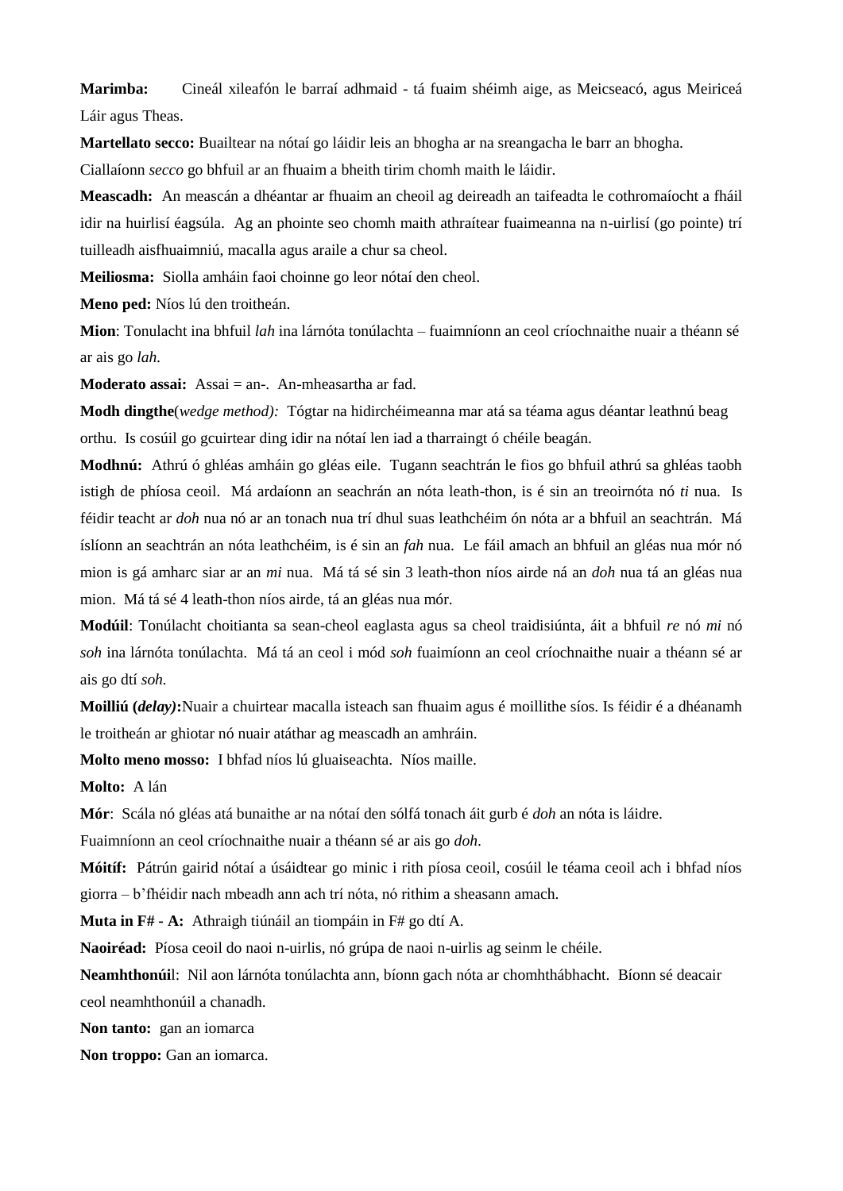**Marimba:** Cineál xileafón le barraí adhmaid - tá fuaim shéimh aige, as Meicseacó, agus Meiriceá Láir agus Theas.

**Martellato secco:** Buailtear na nótaí go láidir leis an bhogha ar na sreangacha le barr an bhogha. Ciallaíonn *secco* go bhfuil ar an fhuaim a bheith tirim chomh maith le láidir.

**Meascadh:** An meascán a dhéantar ar fhuaim an cheoil ag deireadh an taifeadta le cothromaíocht a fháil idir na huirlisí éagsúla. Ag an phointe seo chomh maith athraítear fuaimeanna na n-uirlisí (go pointe) trí tuilleadh aisfhuaimniú, macalla agus araile a chur sa cheol.

**Meiliosma:** Siolla amháin faoi choinne go leor nótaí den cheol.

**Meno ped:** Níos lú den troitheán.

**Mion**: Tonulacht ina bhfuil *lah* ina lárnóta tonúlachta – fuaimníonn an ceol críochnaithe nuair a théann sé ar ais go *lah.*

**Moderato assai:** Assai = an-. An-mheasartha ar fad.

**Modh dingthe**(*wedge method):* Tógtar na hidirchéimeanna mar atá sa téama agus déantar leathnú beag orthu. Is cosúil go gcuirtear ding idir na nótaí len iad a tharraingt ó chéile beagán.

**Modhnú:** Athrú ó ghléas amháin go gléas eile. Tugann seachtrán le fios go bhfuil athrú sa ghléas taobh istigh de phíosa ceoil. Má ardaíonn an seachrán an nóta leath-thon, is é sin an treoirnóta nó *ti* nua. Is féidir teacht ar *doh* nua nó ar an tonach nua trí dhul suas leathchéim ón nóta ar a bhfuil an seachtrán. Má íslíonn an seachtrán an nóta leathchéim, is é sin an *fah* nua. Le fáil amach an bhfuil an gléas nua mór nó mion is gá amharc siar ar an *mi* nua. Má tá sé sin 3 leath-thon níos airde ná an *doh* nua tá an gléas nua mion. Má tá sé 4 leath-thon níos airde, tá an gléas nua mór.

**Modúil**: Tonúlacht choitianta sa sean-cheol eaglasta agus sa cheol traidisiúnta, áit a bhfuil *re* nó *mi* nó *soh* ina lárnóta tonúlachta. Má tá an ceol i mód *soh* fuaimíonn an ceol críochnaithe nuair a théann sé ar ais go dtí *soh.*

**Moilliú (*delay)***:**Nuair a chuirtear macalla isteach san fhuaim agus é moillithe síos. Is féidir é a dhéanamh le troitheán ar ghiotar nó nuair atáthar ag meascadh an amhráin.

**Molto meno mosso:** I bhfad níos lú gluaiseachta. Níos maille.

**Molto:** A lán

**Mór**: Scála nó gléas atá bunaithe ar na nótaí den sólfá tonach áit gurb é *doh* an nóta is láidre. Fuaimníonn an ceol críochnaithe nuair a théann sé ar ais go *doh.*

**Móitíf:** Pátrún gairid nótaí a úsáidtear go minic i rith píosa ceoil, cosúil le téama ceoil ach i bhfad níos giorra – b'fhéidir nach mbeadh ann ach trí nóta, nó rithim a sheasann amach.

**Muta in F# - A:** Athraigh tiúnáil an tiompáin in F# go dtí A.

**Naoiréad:** Píosa ceoil do naoi n-uirlis, nó grúpa de naoi n-uirlis ag seinm le chéile.

**Neamhthonúil**: Nil aon lárnóta tonúlachta ann, bíonn gach nóta ar chomhthábhacht. Bíonn sé deacair ceol neamhthonúil a chanadh.

**Non tanto:** gan an iomarca

**Non troppo:** Gan an iomarca.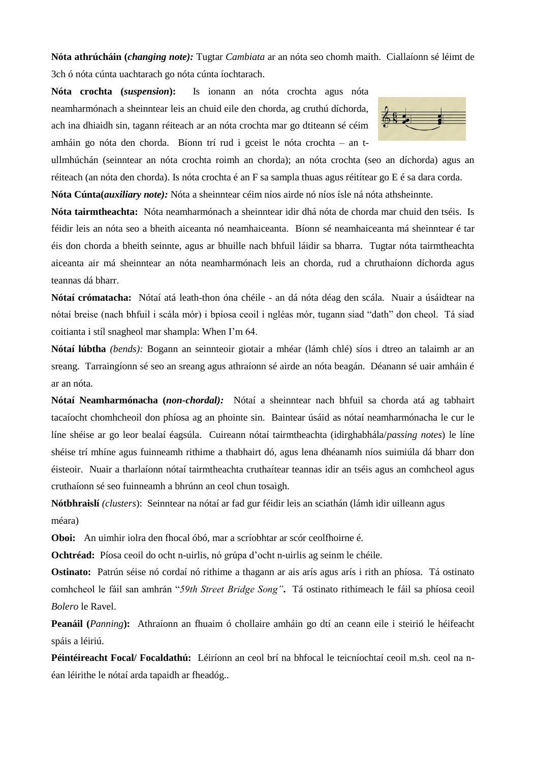**Nóta athrúcháin (*changing note):*** Tugtar *Cambiata* ar an nóta seo chomh maith. Ciallaíonn sé léimt de 3ch ó nóta cúnta uachtarach go nóta cúnta íochtarach.

**Nóta crochta (*suspension*):** Is ionann an nóta crochta agus nóta neamharmónach a sheinntear leis an chuid eile den chorda, ag cruthú díchorda, ach ina dhiaidh sin, tagann réiteach ar an nóta crochta mar go dtiteann sé céim amháin go nóta den chorda. Bíonn trí rud i gceist le nóta crochta – an t-ullmhúchán (seinntear an nóta crochta roimh an chorda); an nóta crochta (seo an díchorda) agus an réiteach (an nóta den chorda). Is nóta crochta é an F sa sampla thuas agus réitítear go E é sa dara corda.

**Nóta Cúnta(*auxiliary note):*** Nóta a sheinntear céim níos airde nó níos ísle ná nóta athsheinnte.

**Nóta tairmtheachta:** Nóta neamharmónach a sheinntear idir dhá nóta de chorda mar chuid den tséis. Is féidir leis an nóta seo a bheith aiceanta nó neamhaiceanta. Bíonn sé neamhaiceanta má sheinntear é tar éis don chorda a bheith seinnte, agus ar bhuille nach bhfuil láidir sa bharra. Tugtar nóta tairmtheachta aiceanta air má sheinntear an nóta neamharmónach leis an chorda, rud a chruthaíonn díchorda agus teannas dá bharr.

**Nótaí crómatacha:** Nótaí atá leath-thon óna chéile - an dá nóta déag den scála. Nuair a úsáidtear na nótaí breise (nach bhfuil i scála mór) i bpíosa ceoil i ngléas mór, tugann siad "dath" don cheol. Tá siad coitianta i stíl snagheol mar shampla: When I'm 64.

**Nótaí lúbtha** *(bends):* Bogann an seinnteoir giotair a mhéar (lámh chlé) síos i dtreo an talaimh ar an sreang. Tarraingíonn sé seo an sreang agus athraíonn sé airde an nóta beagán. Déanann sé uair amháin é ar an nóta.

**Nótaí Neamharmónacha (*non-chordal):*** Nótaí a sheinntear nach bhfuil sa chorda atá ag tabhairt tacaíocht chomhcheoil don phíosa ag an phointe sin. Baintear úsáid as nótaí neamharmónacha le cur le líne shéise ar go leor bealaí éagsúla. Cuireann nótaí tairmtheachta (idirghabhála/*passing notes*) le líne shéise trí mhíne agus fuinneamh rithime a thabhairt dó, agus lena dhéanamh níos suimiúla dá bharr don éisteoir. Nuair a tharlaíonn nótaí tairmtheachta cruthaítear teannas idir an tséis agus an comhcheol agus cruthaíonn sé seo fuinneamh a bhrúnn an ceol chun tosaigh.

**Nótbhraislí** *(clusters*): Seinntear na nótaí ar fad gur féidir leis an sciathán (lámh idir uilleann agus méara)

**Oboi:** An uimhir iolra den fhocal óbó, mar a scríobhtar ar scór ceolfhoirne é.

**Ochtréad:** Píosa ceoil do ocht n-uirlis, nó grúpa d'ocht n-uirlis ag seinm le chéile.

**Ostinato:** Patrún séise nó cordaí nó rithime a thagann ar ais arís agus arís i rith an phíosa. Tá ostinato comhcheol le fáil san amhrán "*59th Street Bridge Song"***.** Tá ostinato rithimeach le fáil sa phíosa ceoil *Bolero* le Ravel.

**Peanáil (*Panning*):** Athraíonn an fhuaim ó chollaire amháin go dtí an ceann eile i steirió le héifeacht spáis a léiriú.

**Péintéireacht Focal/ Focaldathú:** Léiríonn an ceol brí na bhfocal le teicníochtaí ceoil m.sh. ceol na n-éan léirithe le nótaí arda tapaidh ar fheadóg..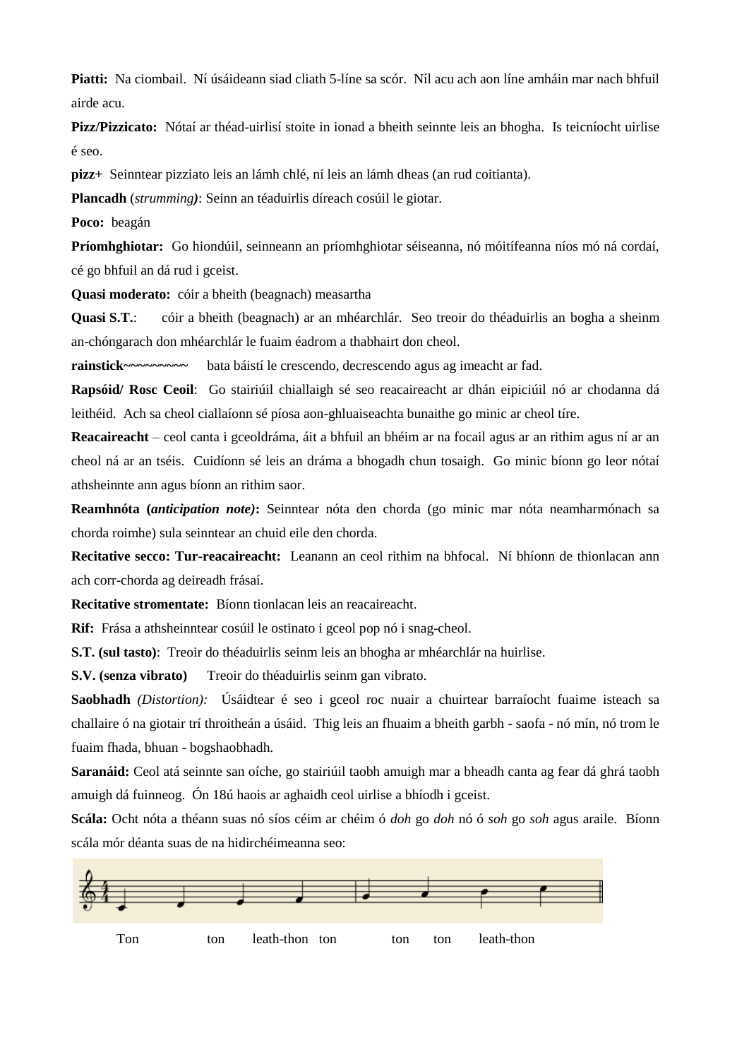**Piatti:** Na ciombail. Ní úsáideann siad cliath 5-líne sa scór. Níl acu ach aon líne amháin mar nach bhfuil airde acu.

**Pizz/Pizzicato:** Nótaí ar théad-uirlisí stoite in ionad a bheith seinnte leis an bhogha. Is teicníocht uirlise é seo.

**pizz+** Seinntear pizziato leis an lámh chlé, ní leis an lámh dheas (an rud coitianta).

**Plancadh** (*strumming)*: Seinn an téaduirlis díreach cosúil le giotar.

**Poco:** beagán

**Príomhghiotar:** Go hiondúil, seinneann an príomhghiotar séiseanna, nó móitífeanna níos mó ná cordaí, cé go bhfuil an dá rud i gceist.

**Quasi moderato:** cóir a bheith (beagnach) measartha

**Quasi S.T.**: cóir a bheith (beagnach) ar an mhéarchlár. Seo treoir do théaduirlis an bogha a sheinm an-chóngarach don mhéarchlár le fuaim éadrom a thabhairt don cheol.

**rainstick**~~~~~~~~~ bata báistí le crescendo, decrescendo agus ag imeacht ar fad.

**Rapsóid/ Rosc Ceoil**: Go stairiúil chiallaigh sé seo reacaireacht ar dhán eipiciúil nó ar chodanna dá leithéid. Ach sa cheol ciallaíonn sé píosa aon-ghluaiseachta bunaithe go minic ar cheol tíre.

**Reacaireacht** – ceol canta i gceoldráma, áit a bhfuil an bhéim ar na focail agus ar an rithim agus ní ar an cheol ná ar an tséis. Cuidíonn sé leis an dráma a bhogadh chun tosaigh. Go minic bíonn go leor nótaí athsheinnte ann agus bíonn an rithim saor.

**Reamhnóta (*anticipation note)*:** Seinntear nóta den chorda (go minic mar nóta neamharmónach sa chorda roimhe) sula seinntear an chuid eile den chorda.

**Recitative secco: Tur-reacaireacht:** Leanann an ceol rithim na bhfocal. Ní bhíonn de thionlacan ann ach corr-chorda ag deireadh frásaí.

**Recitative stromentate:** Bíonn tionlacan leis an reacaireacht.

**Rif:** Frása a athsheinntear cosúil le ostinato i gceol pop nó i snag-cheol.

**S.T. (sul tasto)**: Treoir do théaduirlis seinm leis an bhogha ar mhéarchlár na huirlise.

**S.V. (senza vibrato)** Treoir do théaduirlis seinm gan vibrato.

**Saobhadh** *(Distortion):* Úsáidtear é seo i gceol roc nuair a chuirtear barraíocht fuaime isteach sa challaire ó na giotair trí throitheán a úsáid. Thig leis an fhuaim a bheith garbh - saofa - nó mín, nó trom le fuaim fhada, bhuan - bogshaobhadh.

**Saranáid:** Ceol atá seinnte san oíche, go stairiúil taobh amuigh mar a bheadh canta ag fear dá ghrá taobh amuigh dá fuinneog. Ón 18ú haois ar aghaidh ceol uirlise a bhíodh i gceist.

**Scála:** Ocht nóta a théann suas nó síos céim ar chéim ó *doh* go *doh* nó ó *soh* go *soh* agus araile. Bíonn scála mór déanta suas de na hidirchéimeanna seo:

Ton ton leath-thon ton ton ton leath-thon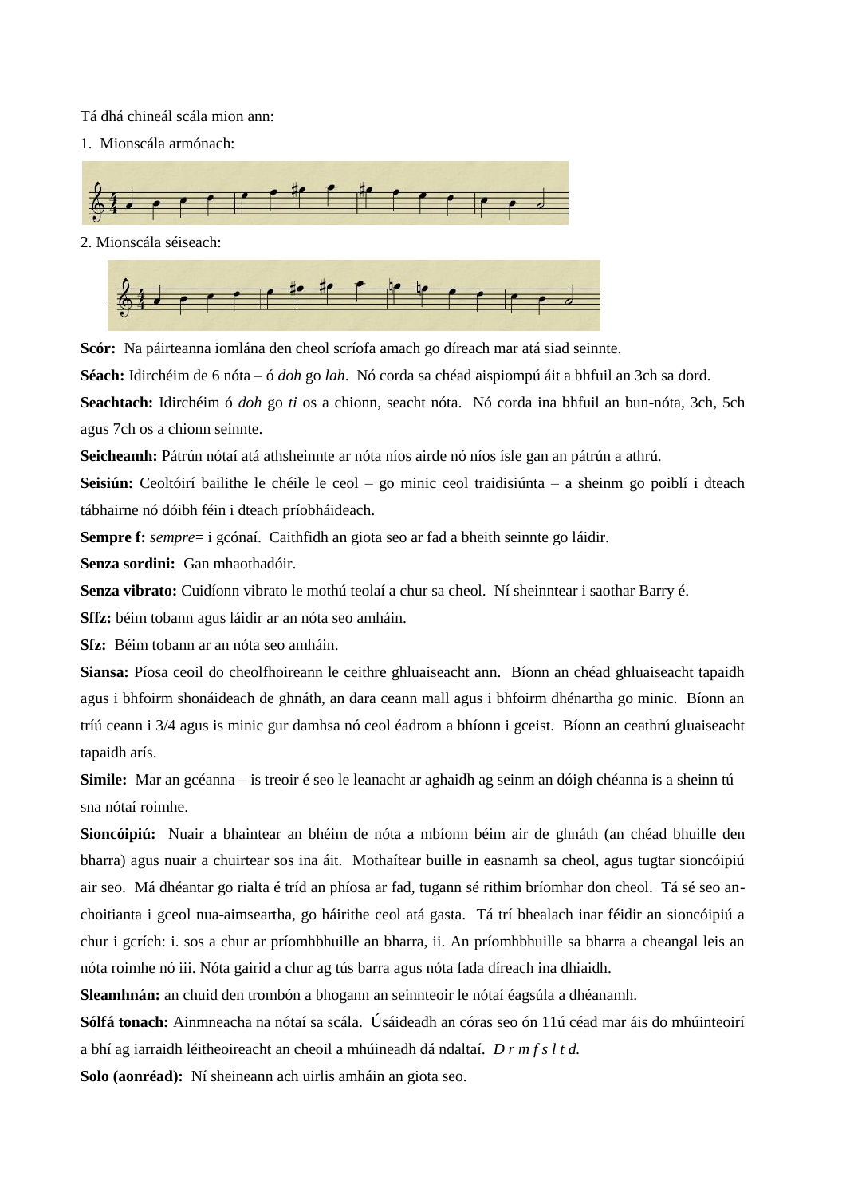Tá dhá chineál scála mion ann:

1. Mionscála armónach:

2. Mionscála séiseach:

**Scór:** Na páirteanna iomlána den cheol scríofa amach go díreach mar atá siad seinnte.

**Séach:** Idirchéim de 6 nóta – ó *doh* go *lah*. Nó corda sa chéad aispiompú áit a bhfuil an 3ch sa dord.

**Seachtach:** Idirchéim ó *doh* go *ti* os a chionn, seacht nóta. Nó corda ina bhfuil an bun-nóta, 3ch, 5ch agus 7ch os a chionn seinnte.

**Seicheamh:** Pátrún nótaí atá athsheinnte ar nóta níos airde nó níos ísle gan an pátrún a athrú.

**Seisiún:** Ceoltóirí bailithe le chéile le ceol – go minic ceol traidisiúnta – a sheinm go poiblí i dteach tábhairne nó dóibh féin i dteach príobháideach.

**Sempre f:** *sempre*= i gcónaí. Caithfidh an giota seo ar fad a bheith seinnte go láidir.

**Senza sordini:** Gan mhaothadóir.

**Senza vibrato:** Cuidíonn vibrato le mothú teolaí a chur sa cheol. Ní sheinntear i saothar Barry é.

**Sffz:** béim tobann agus láidir ar an nóta seo amháin.

**Sfz:** Béim tobann ar an nóta seo amháin.

**Siansa:** Píosa ceoil do cheolfhoireann le ceithre ghluaiseacht ann. Bíonn an chéad ghluaiseacht tapaidh agus i bhfoirm shonáideach de ghnáth, an dara ceann mall agus i bhfoirm dhénartha go minic. Bíonn an tríú ceann i 3/4 agus is minic gur damhsa nó ceol éadrom a bhíonn i gceist. Bíonn an ceathrú gluaiseacht tapaidh arís.

**Simile:** Mar an gcéanna – is treoir é seo le leanacht ar aghaidh ag seinm an dóigh chéanna is a sheinn tú sna nótaí roimhe.

**Sioncóipiú:** Nuair a bhaintear an bhéim de nóta a mbíonn béim air de ghnáth (an chéad bhuille den bharra) agus nuair a chuirtear sos ina áit. Mothaítear buille in easnamh sa cheol, agus tugtar sioncóipiú air seo. Má dhéantar go rialta é tríd an phíosa ar fad, tugann sé rithim bríomhar don cheol. Tá sé seo an-choitianta i gceol nua-aimseartha, go háirithe ceol atá gasta. Tá trí bhealach inar féidir an sioncóipiú a chur i gcrích: i. sos a chur ar príomhbhuille an bharra, ii. An príomhbhuille sa bharra a cheangal leis an nóta roimhe nó iii. Nóta gairid a chur ag tús barra agus nóta fada díreach ina dhiaidh.

**Sleamhnán:** an chuid den trombón a bhogann an seinnteoir le nótaí éagsúla a dhéanamh.

**Sólfá tonach:** Ainmneacha na nótaí sa scála. Úsáideadh an córas seo ón 11ú céad mar áis do mhúinteoirí a bhí ag iarraidh léitheoireacht an cheoil a mhúineadh dá ndaltaí. *D r m f s l t d.*

**Solo (aonréad):** Ní sheineann ach uirlis amháin an giota seo.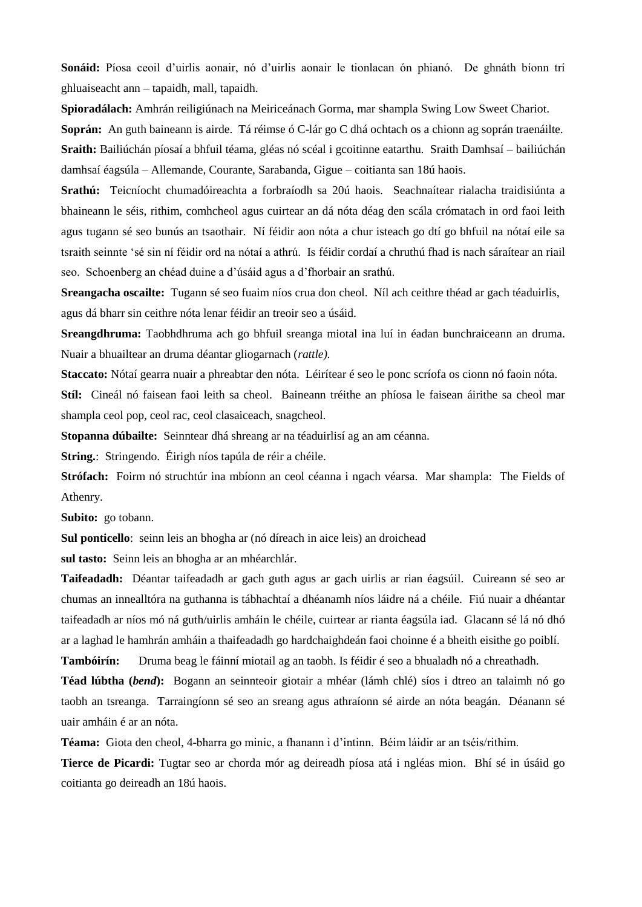**Sonáid:** Píosa ceoil d'uirlis aonair, nó d'uirlis aonair le tionlacan ón phianó. De ghnáth bíonn trí ghluaiseacht ann – tapaidh, mall, tapaidh.

**Spioradálach:** Amhrán reiligiúnach na Meiriceánach Gorma, mar shampla Swing Low Sweet Chariot.

**Soprán:** An guth baineann is airde. Tá réimse ó C-lár go C dhá ochtach os a chionn ag soprán traenáilte.

**Sraith:** Bailiúchán píosaí a bhfuil téama, gléas nó scéal i gcoitinne eatarthu. Sraith Damhsaí – bailiúchán damhsaí éagsúla – Allemande, Courante, Sarabanda, Gigue – coitianta san 18ú haois.

**Srathú:** Teicníocht chumadóireachta a forbraíodh sa 20ú haois. Seachnaítear rialacha traidisiúnta a bhaineann le séis, rithim, comhcheol agus cuirtear an dá nóta déag den scála crómatach in ord faoi leith agus tugann sé seo bunús an tsaothair. Ní féidir aon nóta a chur isteach go dtí go bhfuil na nótaí eile sa tsraith seinnte 'sé sin ní féidir ord na nótaí a athrú. Is féidir cordaí a chruthú fhad is nach sáraítear an riail seo. Schoenberg an chéad duine a d'úsáid agus a d'fhorbair an srathú.

**Sreangacha oscailte:** Tugann sé seo fuaim níos crua don cheol. Níl ach ceithre théad ar gach téaduirlis, agus dá bharr sin ceithre nóta lenar féidir an treoir seo a úsáid.

**Sreangdhruma:** Taobhdhruma ach go bhfuil sreanga miotal ina luí in éadan bunchraiceann an druma. Nuair a bhuailtear an druma déantar gliogarnach (*rattle).*

**Staccato:** Nótaí gearra nuair a phreabtar den nóta. Léirítear é seo le ponc scríofa os cionn nó faoin nóta.

**Stíl:** Cineál nó faisean faoi leith sa cheol. Baineann tréithe an phíosa le faisean áirithe sa cheol mar shampla ceol pop, ceol rac, ceol clasaiceach, snagcheol.

**Stopanna dúbailte:** Seinntear dhá shreang ar na téaduirlisí ag an am céanna.

**String.**: Stringendo. Éirigh níos tapúla de réir a chéile.

**Strófach:** Foirm nó struchtúr ina mbíonn an ceol céanna i ngach véarsa. Mar shampla: The Fields of Athenry.

**Subito:** go tobann.

**Sul ponticello**: seinn leis an bhogha ar (nó díreach in aice leis) an droichead

**sul tasto:** Seinn leis an bhogha ar an mhéarchlár.

**Taifeadadh:** Déantar taifeadadh ar gach guth agus ar gach uirlis ar rian éagsúil. Cuireann sé seo ar chumas an innealltóra na guthanna is tábhachtaí a dhéanamh níos láidre ná a chéile. Fiú nuair a dhéantar taifeadadh ar níos mó ná guth/uirlis amháin le chéile, cuirtear ar rianta éagsúla iad. Glacann sé lá nó dhó ar a laghad le hamhrán amháin a thaifeadadh go hardchaighdeán faoi choinne é a bheith eisithe go poiblí.

**Tambóirín:** Druma beag le fáinní miotail ag an taobh. Is féidir é seo a bhualadh nó a chreathadh.

**Téad lúbtha (*bend*):** Bogann an seinnteoir giotair a mhéar (lámh chlé) síos i dtreo an talaimh nó go taobh an tsreanga. Tarraingíonn sé seo an sreang agus athraíonn sé airde an nóta beagán. Déanann sé uair amháin é ar an nóta.

**Téama:** Giota den cheol, 4-bharra go minic, a fhanann i d'intinn. Béim láidir ar an tséis/rithim.

**Tierce de Picardi:** Tugtar seo ar chorda mór ag deireadh píosa atá i ngléas mion. Bhí sé in úsáid go coitianta go deireadh an 18ú haois.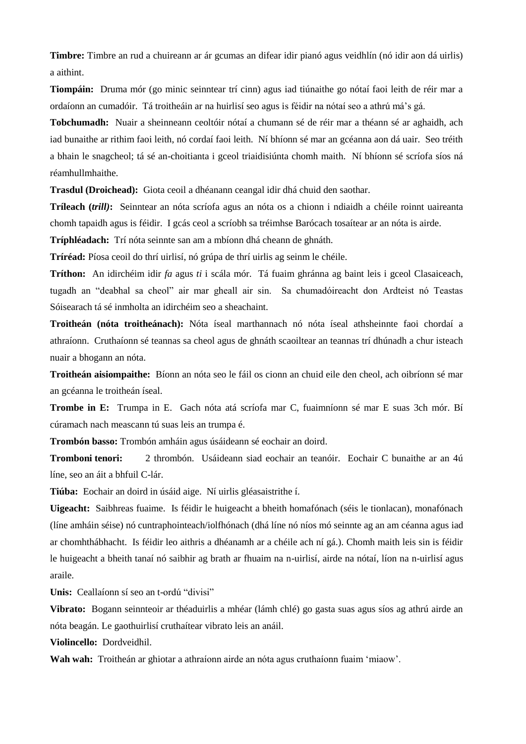**Timbre:** Timbre an rud a chuireann ar ár gcumas an difear idir pianó agus veidhlín (nó idir aon dá uirlis) a aithint.

**Tiompáin:** Druma mór (go minic seinntear trí cinn) agus iad tiúnaithe go nótaí faoi leith de réir mar a ordaíonn an cumadóir. Tá troitheáin ar na huirlisí seo agus is féidir na nótaí seo a athrú má's gá.

**Tobchumadh:** Nuair a sheinneann ceoltóir nótaí a chumann sé de réir mar a théann sé ar aghaidh, ach iad bunaithe ar rithim faoi leith, nó cordaí faoi leith. Ní bhíonn sé mar an gcéanna aon dá uair. Seo tréith a bhain le snagcheol; tá sé an-choitianta i gceol triaidisiúnta chomh maith. Ní bhíonn sé scríofa síos ná réamhullmhaithe.

**Trasdul (Droichead):** Giota ceoil a dhéanann ceangal idir dhá chuid den saothar.

**Tríleach (*trill*):** Seinntear an nóta scríofa agus an nóta os a chionn i ndiaidh a chéile roinnt uaireanta chomh tapaidh agus is féidir. I gcás ceol a scríobh sa tréimhse Barócach tosaítear ar an nóta is airde.

**Tríphléadach:** Trí nóta seinnte san am a mbíonn dhá cheann de ghnáth.

**Tríréad:** Píosa ceoil do thrí uirlisí, nó grúpa de thrí uirlis ag seinm le chéile.

**Tríthon:** An idirchéim idir *fa* agus *ti* i scála mór. Tá fuaim ghránna ag baint leis i gceol Clasaiceach, tugadh an "deabhal sa cheol" air mar gheall air sin. Sa chumadóireacht don Ardteist nó Teastas Sóisearach tá sé inmholta an idirchéim seo a sheachaint.

**Troitheán (nóta troitheánach):** Nóta íseal marthannach nó nóta íseal athsheinnte faoi chordaí a athraíonn. Cruthaíonn sé teannas sa cheol agus de ghnáth scaoiltear an teannas trí dhúnadh a chur isteach nuair a bhogann an nóta.

**Troitheán aisiompaithe:** Bíonn an nóta seo le fáil os cionn an chuid eile den cheol, ach oibríonn sé mar an gcéanna le troitheán íseal.

**Trombe in E:** Trumpa in E. Gach nóta atá scríofa mar C, fuaimníonn sé mar E suas 3ch mór. Bí cúramach nach meascann tú suas leis an trumpa é.

**Trombón basso:** Trombón amháin agus úsáideann sé eochair an doird.

**Tromboni tenori:** 2 thrombón. Usáideann siad eochair an teanóir. Eochair C bunaithe ar an 4ú líne, seo an áit a bhfuil C-lár.

**Tiúba:** Eochair an doird in úsáid aige. Ní uirlis gléasaistrithe í.

**Uigeacht:** Saibhreas fuaime. Is féidir le huigeacht a bheith homafónach (séis le tionlacan), monafónach (líne amháin séise) nó cuntraphointeach/iolfhónach (dhá líne nó níos mó seinnte ag an am céanna agus iad ar chomhthábhacht. Is féidir leo aithris a dhéanamh ar a chéile ach ní gá.). Chomh maith leis sin is féidir le huigeacht a bheith tanaí nó saibhir ag brath ar fhuaim na n-uirlisí, airde na nótaí, líon na n-uirlisí agus araile.

**Unis:** Ceallaíonn sí seo an t-ordú "divisi"

**Vibrato:** Bogann seinnteoir ar théaduirlis a mhéar (lámh chlé) go gasta suas agus síos ag athrú airde an nóta beagán. Le gaothuirlisí cruthaítear vibrato leis an anáil.

**Violincello:** Dordveidhil.

**Wah wah:** Troitheán ar ghiotar a athraíonn airde an nóta agus cruthaíonn fuaim 'miaow'.